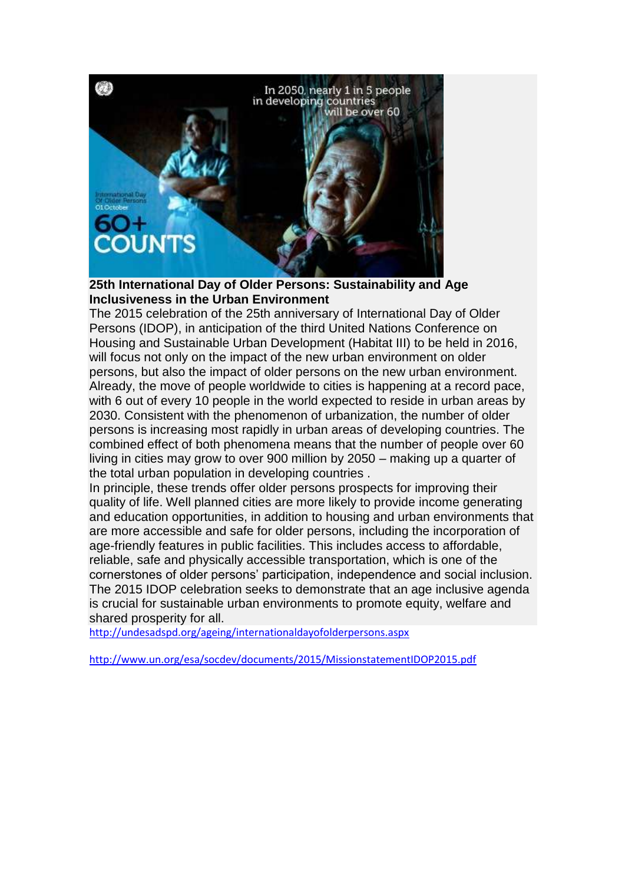In 2050, nearly 1 in 5 people in developing countries will be over 60

International Day Of Older Persons 01 October

60+ COUNTS

**25th International Day of Older Persons: Sustainability and Age Inclusiveness in the Urban Environment**

The 2015 celebration of the 25th anniversary of International Day of Older Persons (IDOP), in anticipation of the third United Nations Conference on Housing and Sustainable Urban Development (Habitat III) to be held in 2016, will focus not only on the impact of the new urban environment on older persons, but also the impact of older persons on the new urban environment. Already, the move of people worldwide to cities is happening at a record pace, with 6 out of every 10 people in the world expected to reside in urban areas by 2030. Consistent with the phenomenon of urbanization, the number of older persons is increasing most rapidly in urban areas of developing countries. The combined effect of both phenomena means that the number of people over 60 living in cities may grow to over 900 million by 2050 – making up a quarter of the total urban population in developing countries .

In principle, these trends offer older persons prospects for improving their quality of life. Well planned cities are more likely to provide income generating and education opportunities, in addition to housing and urban environments that are more accessible and safe for older persons, including the incorporation of age-friendly features in public facilities. This includes access to affordable, reliable, safe and physically accessible transportation, which is one of the cornerstones of older persons' participation, independence and social inclusion. The 2015 IDOP celebration seeks to demonstrate that an age inclusive agenda is crucial for sustainable urban environments to promote equity, welfare and shared prosperity for all.

http://undesadspd.org/ageing/internationaldayofolderpersons.aspx

http://www.un.org/esa/socdev/documents/2015/MissionstatementIDOP2015.pdf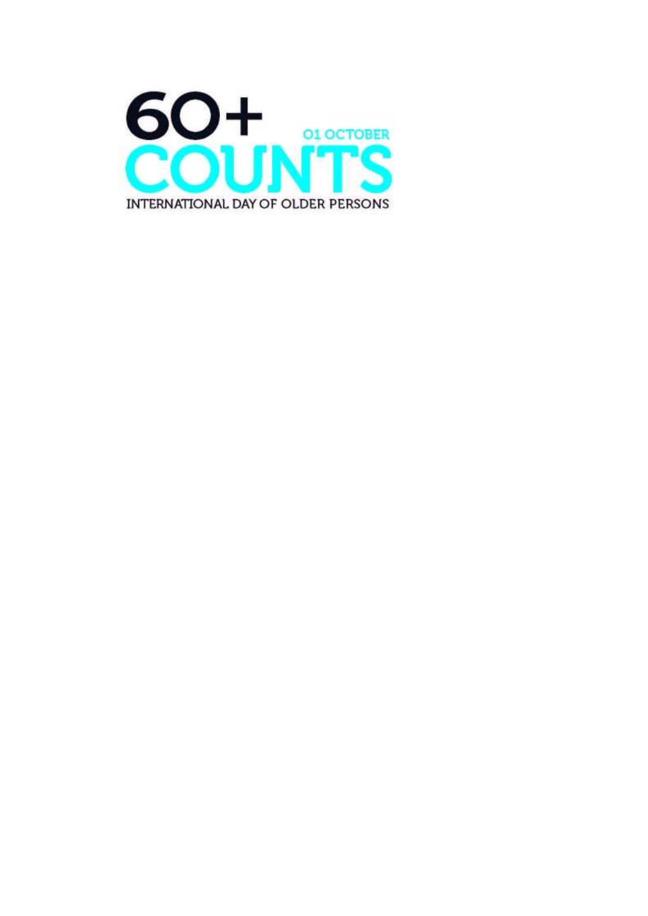60+

01 OCTOBER

COUNTS

INTERNATIONAL DAY OF OLDER PERSONS